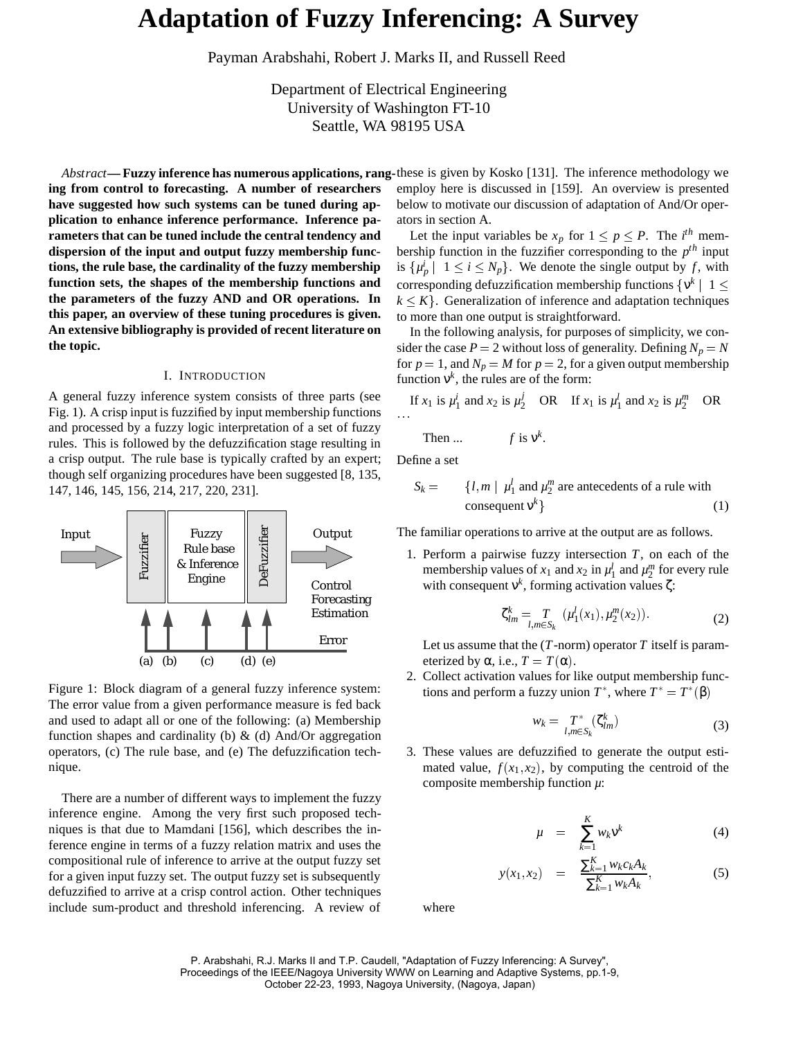# Adaptation of Fuzzy Inferencing: A Survey

Payman Arabshahi, Robert J. Marks II, and Russell Reed

Department of Electrical Engineering
University of Washington FT-10
Seattle, WA 98195 USA

*Abstract*— **Fuzzy inference has numerous applications, ranging from control to forecasting. A number of researchers have suggested how such systems can be tuned during application to enhance inference performance. Inference parameters that can be tuned include the central tendency and dispersion of the input and output fuzzy membership functions, the rule base, the cardinality of the fuzzy membership function sets, the shapes of the membership functions and the parameters of the fuzzy AND and OR operations. In this paper, an overview of these tuning procedures is given. An extensive bibliography is provided of recent literature on the topic.**

## I. Introduction

A general fuzzy inference system consists of three parts (see Fig. 1). A crisp input is fuzzified by input membership functions and processed by a fuzzy logic interpretation of a set of fuzzy rules. This is followed by the defuzzification stage resulting in a crisp output. The rule base is typically crafted by an expert; though self organizing procedures have been suggested [8, 135, 147, 146, 145, 156, 214, 217, 220, 231].

Figure 1: Block diagram of a general fuzzy inference system: The error value from a given performance measure is fed back and used to adapt all or one of the following: (a) Membership function shapes and cardinality (b) & (d) And/Or aggregation operators, (c) The rule base, and (e) The defuzzification technique.

There are a number of different ways to implement the fuzzy inference engine. Among the very first such proposed techniques is that due to Mamdani [156], which describes the inference engine in terms of a fuzzy relation matrix and uses the compositional rule of inference to arrive at the output fuzzy set for a given input fuzzy set. The output fuzzy set is subsequently defuzzified to arrive at a crisp control action. Other techniques include sum-product and threshold inferencing. A review of these is given by Kosko [131]. The inference methodology we employ here is discussed in [159]. An overview is presented below to motivate our discussion of adaptation of And/Or operators in section A.

Let the input variables be $x_p$ for $1 \leq p \leq P$. The $i^{th}$ membership function in the fuzzifier corresponding to the $p^{th}$ input is $\{\mu_p^i \mid 1 \leq i \leq N_p\}$. We denote the single output by $f$, with corresponding defuzzification membership functions $\{\nu^k \mid 1 \leq k \leq K\}$. Generalization of inference and adaptation techniques to more than one output is straightforward.

In the following analysis, for purposes of simplicity, we consider the case $P = 2$ without loss of generality. Defining $N_p = N$ for $p = 1$, and $N_p = M$ for $p = 2$, for a given output membership function $\nu^k$, the rules are of the form:

If $x_1$ is $\mu_1^i$ and $x_2$ is $\mu_2^j$ OR If $x_1$ is $\mu_1^l$ and $x_2$ is $\mu_2^m$ OR ...

Then ... $f$ is $\nu^k$.

Define a set

$$S_k = \{l, m \mid \mu_1^l \text{ and } \mu_2^m \text{ are antecedents of a rule with consequent } \nu^k\} \tag{1}$$

The familiar operations to arrive at the output are as follows.

1. Perform a pairwise fuzzy intersection $T$, on each of the membership values of $x_1$ and $x_2$ in $\mu_1^l$ and $\mu_2^m$ for every rule with consequent $\nu^k$, forming activation values $\zeta$:

$$\zeta_{lm}^k = \underset{l,m \in S_k}{T} \left(\mu_1^l(x_1), \mu_2^m(x_2)\right). \tag{2}$$

   Let us assume that the ($T$-norm) operator $T$ itself is parameterized by $\alpha$, i.e., $T = T(\alpha)$.

2. Collect activation values for like output membership functions and perform a fuzzy union $T^*$, where $T^* = T^*(\beta)$

$$w_k = \underset{l,m \in S_k}{T^*} (\zeta_{lm}^k) \tag{3}$$

3. These values are defuzzified to generate the output estimated value, $f(x_1, x_2)$, by computing the centroid of the composite membership function $\mu$:

$$\mu = \sum_{k=1}^{K} w_k \nu^k \tag{4}$$

$$y(x_1, x_2) = \frac{\sum_{k=1}^{K} w_k c_k A_k}{\sum_{k=1}^{K} w_k A_k}, \tag{5}$$

   where

P. Arabshahi, R.J. Marks II and T.P. Caudell, "Adaptation of Fuzzy Inferencing: A Survey", Proceedings of the IEEE/Nagoya University WWW on Learning and Adaptive Systems, pp.1-9, October 22-23, 1993, Nagoya University, (Nagoya, Japan)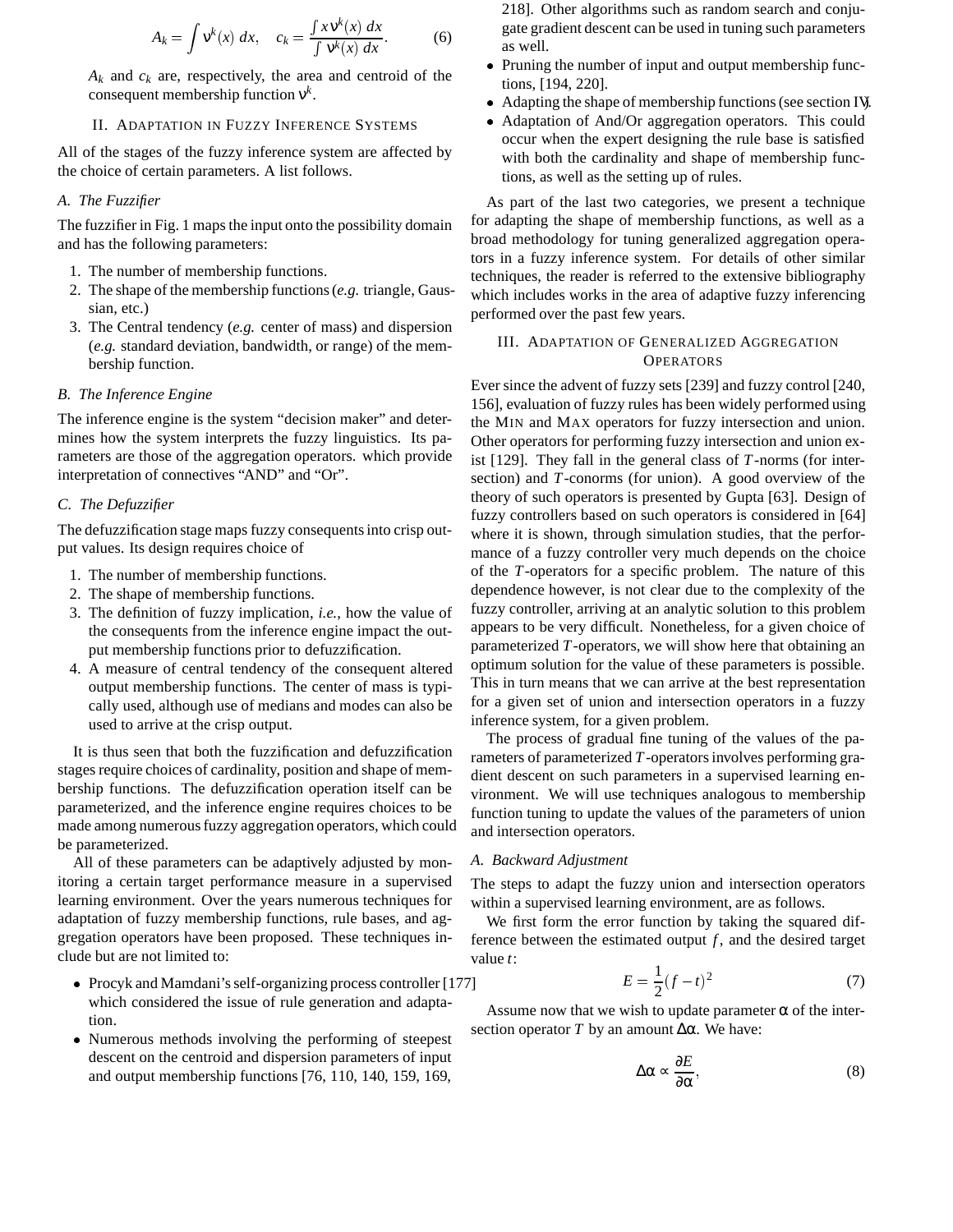$$A_k = \int \nu^k(x)\, dx, \quad c_k = \frac{\int x \nu^k(x)\, dx}{\int \nu^k(x)\, dx}. \tag{6}$$

$A_k$ and $c_k$ are, respectively, the area and centroid of the consequent membership function $\nu^k$.

## II. Adaptation in Fuzzy Inference Systems

All of the stages of the fuzzy inference system are affected by the choice of certain parameters. A list follows.

### A. The Fuzzifier

The fuzzifier in Fig. 1 maps the input onto the possibility domain and has the following parameters:

1. The number of membership functions.
2. The shape of the membership functions (*e.g.* triangle, Gaussian, etc.)
3. The Central tendency (*e.g.* center of mass) and dispersion (*e.g.* standard deviation, bandwidth, or range) of the membership function.

### B. The Inference Engine

The inference engine is the system "decision maker" and determines how the system interprets the fuzzy linguistics. Its parameters are those of the aggregation operators. which provide interpretation of connectives "AND" and "Or".

### C. The Defuzzifier

The defuzzification stage maps fuzzy consequents into crisp output values. Its design requires choice of

1. The number of membership functions.
2. The shape of membership functions.
3. The definition of fuzzy implication, *i.e.*, how the value of the consequents from the inference engine impact the output membership functions prior to defuzzification.
4. A measure of central tendency of the consequent altered output membership functions. The center of mass is typically used, although use of medians and modes can also be used to arrive at the crisp output.

It is thus seen that both the fuzzification and defuzzification stages require choices of cardinality, position and shape of membership functions. The defuzzification operation itself can be parameterized, and the inference engine requires choices to be made among numerous fuzzy aggregation operators, which could be parameterized.

All of these parameters can be adaptively adjusted by monitoring a certain target performance measure in a supervised learning environment. Over the years numerous techniques for adaptation of fuzzy membership functions, rule bases, and aggregation operators have been proposed. These techniques include but are not limited to:

- Procyk and Mamdani's self-organizing process controller [177] which considered the issue of rule generation and adaptation.
- Numerous methods involving the performing of steepest descent on the centroid and dispersion parameters of input and output membership functions [76, 110, 140, 159, 169, 218]. Other algorithms such as random search and conjugate gradient descent can be used in tuning such parameters as well.
- Pruning the number of input and output membership functions, [194, 220].
- Adapting the shape of membership functions (see section IV).
- Adaptation of And/Or aggregation operators. This could occur when the expert designing the rule base is satisfied with both the cardinality and shape of membership functions, as well as the setting up of rules.

As part of the last two categories, we present a technique for adapting the shape of membership functions, as well as a broad methodology for tuning generalized aggregation operators in a fuzzy inference system. For details of other similar techniques, the reader is referred to the extensive bibliography which includes works in the area of adaptive fuzzy inferencing performed over the past few years.

## III. Adaptation of Generalized Aggregation Operators

Ever since the advent of fuzzy sets [239] and fuzzy control [240, 156], evaluation of fuzzy rules has been widely performed using the Min and Max operators for fuzzy intersection and union. Other operators for performing fuzzy intersection and union exist [129]. They fall in the general class of $T$-norms (for intersection) and $T$-conorms (for union). A good overview of the theory of such operators is presented by Gupta [63]. Design of fuzzy controllers based on such operators is considered in [64] where it is shown, through simulation studies, that the performance of a fuzzy controller very much depends on the choice of the $T$-operators for a specific problem. The nature of this dependence however, is not clear due to the complexity of the fuzzy controller, arriving at an analytic solution to this problem appears to be very difficult. Nonetheless, for a given choice of parameterized $T$-operators, we will show here that obtaining an optimum solution for the value of these parameters is possible. This in turn means that we can arrive at the best representation for a given set of union and intersection operators in a fuzzy inference system, for a given problem.

The process of gradual fine tuning of the values of the parameters of parameterized $T$-operators involves performing gradient descent on such parameters in a supervised learning environment. We will use techniques analogous to membership function tuning to update the values of the parameters of union and intersection operators.

### A. Backward Adjustment

The steps to adapt the fuzzy union and intersection operators within a supervised learning environment, are as follows.

We first form the error function by taking the squared difference between the estimated output $f$, and the desired target value $t$:

$$E = \frac{1}{2}(f - t)^2 \tag{7}$$

Assume now that we wish to update parameter $\alpha$ of the intersection operator $T$ by an amount $\Delta\alpha$. We have:

$$\Delta\alpha \propto \frac{\partial E}{\partial \alpha}, \tag{8}$$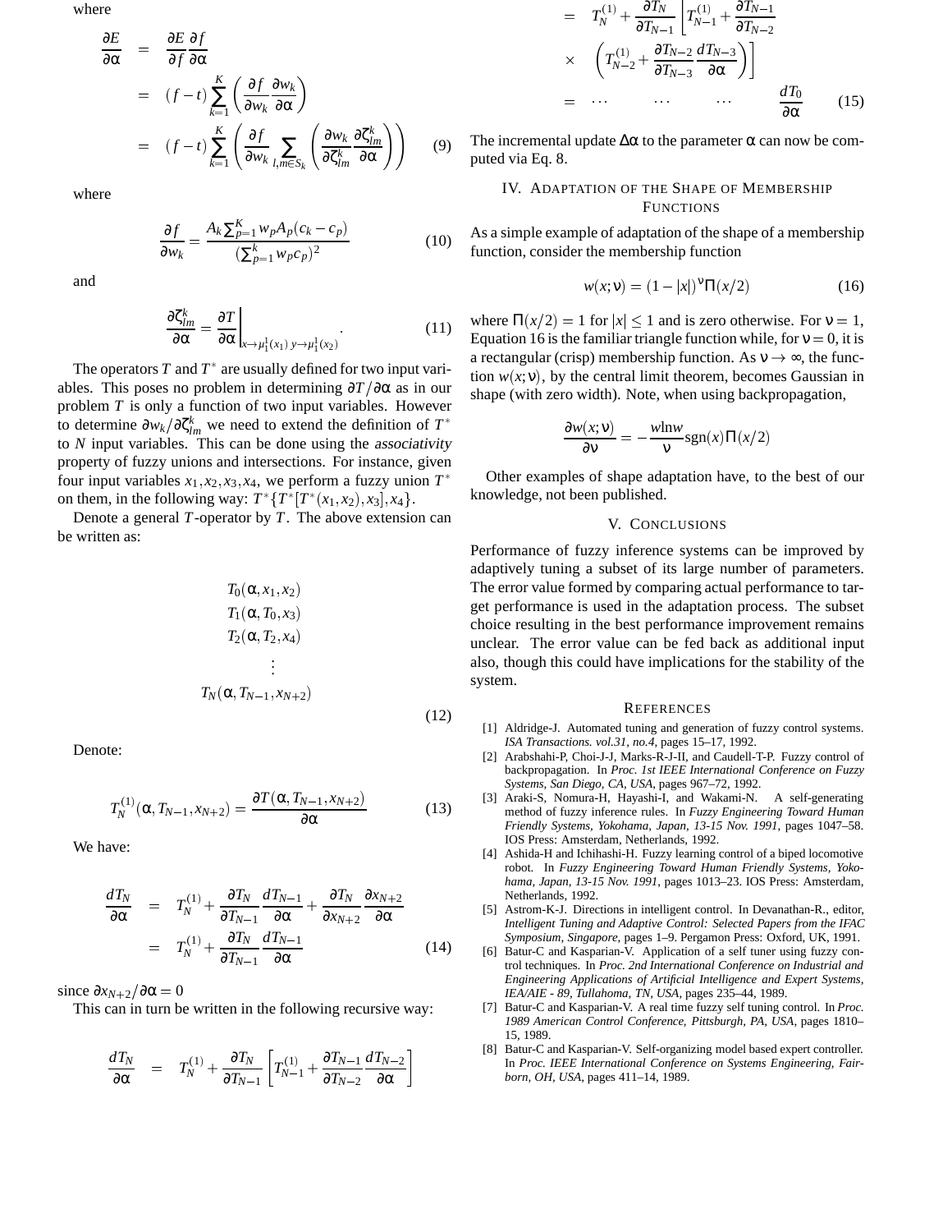where

$$
\begin{aligned}
\frac{\partial E}{\partial \alpha} &= \frac{\partial E}{\partial f}\frac{\partial f}{\partial \alpha} \\
&= (f-t)\sum_{k=1}^{K}\left(\frac{\partial f}{\partial w_k}\frac{\partial w_k}{\partial \alpha}\right) \\
&= (f-t)\sum_{k=1}^{K}\left(\frac{\partial f}{\partial w_k}\sum_{l,m\in S_k}\left(\frac{\partial w_k}{\partial \zeta^k_{lm}}\frac{\partial \zeta^k_{lm}}{\partial \alpha}\right)\right) \qquad (9)
\end{aligned}
$$

where

$$
\frac{\partial f}{\partial w_k} = \frac{A_k\sum_{p=1}^{K} w_p A_p (c_k - c_p)}{(\sum_{p=1}^{k} w_p c_p)^2} \qquad (10)
$$

and

$$
\frac{\partial \zeta^k_{lm}}{\partial \alpha} = \left.\frac{\partial T}{\partial \alpha}\right|_{x\to\mu^1_l(x_1)\; y\to\mu^1_l(x_2)}. \qquad (11)
$$

The operators $T$ and $T^*$ are usually defined for two input variables. This poses no problem in determining $\partial T/\partial\alpha$ as in our problem $T$ is only a function of two input variables. However to determine $\partial w_k/\partial\zeta^k_{lm}$ we need to extend the definition of $T^*$ to $N$ input variables. This can be done using the *associativity* property of fuzzy unions and intersections. For instance, given four input variables $x_1, x_2, x_3, x_4$, we perform a fuzzy union $T^*$ on them, in the following way: $T^*\{T^*[T^*(x_1,x_2),x_3],x_4\}$.

Denote a general $T$-operator by $T$. The above extension can be written as:

$$
\begin{gathered}
T_0(\alpha, x_1, x_2) \\
T_1(\alpha, T_0, x_3) \\
T_2(\alpha, T_2, x_4) \\
\vdots \\
T_N(\alpha, T_{N-1}, x_{N+2})
\end{gathered} \qquad (12)
$$

Denote:

$$
T^{(1)}_N(\alpha, T_{N-1}, x_{N+2}) = \frac{\partial T(\alpha, T_{N-1}, x_{N+2})}{\partial \alpha} \qquad (13)
$$

We have:

$$
\begin{aligned}
\frac{dT_N}{\partial \alpha} &= T^{(1)}_N + \frac{\partial T_N}{\partial T_{N-1}}\frac{dT_{N-1}}{\partial \alpha} + \frac{\partial T_N}{\partial x_{N+2}}\frac{\partial x_{N+2}}{\partial \alpha} \\
&= T^{(1)}_N + \frac{\partial T_N}{\partial T_{N-1}}\frac{dT_{N-1}}{\partial \alpha} \qquad (14)
\end{aligned}
$$

since $\partial x_{N+2}/\partial\alpha = 0$

This can in turn be written in the following recursive way:

$$
\begin{aligned}
\frac{dT_N}{\partial \alpha} &= T^{(1)}_N + \frac{\partial T_N}{\partial T_{N-1}}\left[T^{(1)}_{N-1} + \frac{\partial T_{N-1}}{\partial T_{N-2}}\frac{dT_{N-2}}{\partial \alpha}\right] \\
&= T^{(1)}_N + \frac{\partial T_N}{\partial T_{N-1}}\left[T^{(1)}_{N-1} + \frac{\partial T_{N-1}}{\partial T_{N-2}}\right. \\
&\quad \times \left.\left(T^{(1)}_{N-2} + \frac{\partial T_{N-2}}{\partial T_{N-3}}\frac{dT_{N-3}}{\partial \alpha}\right)\right] \\
&= \cdots \qquad \cdots \qquad \cdots \qquad \frac{dT_0}{\partial \alpha} \qquad (15)
\end{aligned}
$$

The incremental update $\Delta\alpha$ to the parameter $\alpha$ can now be computed via Eq. 8.

## IV. Adaptation of the Shape of Membership Functions

As a simple example of adaptation of the shape of a membership function, consider the membership function

$$
w(x;\nu) = (1-|x|)^{\nu}\Pi(x/2) \qquad (16)
$$

where $\Pi(x/2) = 1$ for $|x| \le 1$ and is zero otherwise. For $\nu = 1$, Equation 16 is the familiar triangle function while, for $\nu = 0$, it is a rectangular (crisp) membership function. As $\nu \to \infty$, the function $w(x;\nu)$, by the central limit theorem, becomes Gaussian in shape (with zero width). Note, when using backpropagation,

$$
\frac{\partial w(x;\nu)}{\partial \nu} = -\frac{w\ln w}{\nu}\mathrm{sgn}(x)\Pi(x/2)
$$

Other examples of shape adaptation have, to the best of our knowledge, not been published.

## V. Conclusions

Performance of fuzzy inference systems can be improved by adaptively tuning a subset of its large number of parameters. The error value formed by comparing actual performance to target performance is used in the adaptation process. The subset choice resulting in the best performance improvement remains unclear. The error value can be fed back as additional input also, though this could have implications for the stability of the system.

## References

[1] Aldridge-J. Automated tuning and generation of fuzzy control systems. *ISA Transactions. vol.31, no.4*, pages 15–17, 1992.

[2] Arabshahi-P, Choi-J-J, Marks-R-J-II, and Caudell-T-P. Fuzzy control of backpropagation. In *Proc. 1st IEEE International Conference on Fuzzy Systems, San Diego, CA, USA*, pages 967–72, 1992.

[3] Araki-S, Nomura-H, Hayashi-I, and Wakami-N. A self-generating method of fuzzy inference rules. In *Fuzzy Engineering Toward Human Friendly Systems, Yokohama, Japan, 13-15 Nov. 1991*, pages 1047–58. IOS Press: Amsterdam, Netherlands, 1992.

[4] Ashida-H and Ichihashi-H. Fuzzy learning control of a biped locomotive robot. In *Fuzzy Engineering Toward Human Friendly Systems, Yokohama, Japan, 13-15 Nov. 1991*, pages 1013–23. IOS Press: Amsterdam, Netherlands, 1992.

[5] Astrom-K-J. Directions in intelligent control. In Devanathan-R., editor, *Intelligent Tuning and Adaptive Control: Selected Papers from the IFAC Symposium, Singapore*, pages 1–9. Pergamon Press: Oxford, UK, 1991.

[6] Batur-C and Kasparian-V. Application of a self tuner using fuzzy control techniques. In *Proc. 2nd International Conference on Industrial and Engineering Applications of Artificial Intelligence and Expert Systems, IEA/AIE - 89, Tullahoma, TN, USA*, pages 235–44, 1989.

[7] Batur-C and Kasparian-V. A real time fuzzy self tuning control. In *Proc. 1989 American Control Conference, Pittsburgh, PA, USA*, pages 1810–15, 1989.

[8] Batur-C and Kasparian-V. Self-organizing model based expert controller. In *Proc. IEEE International Conference on Systems Engineering, Fairborn, OH, USA*, pages 411–14, 1989.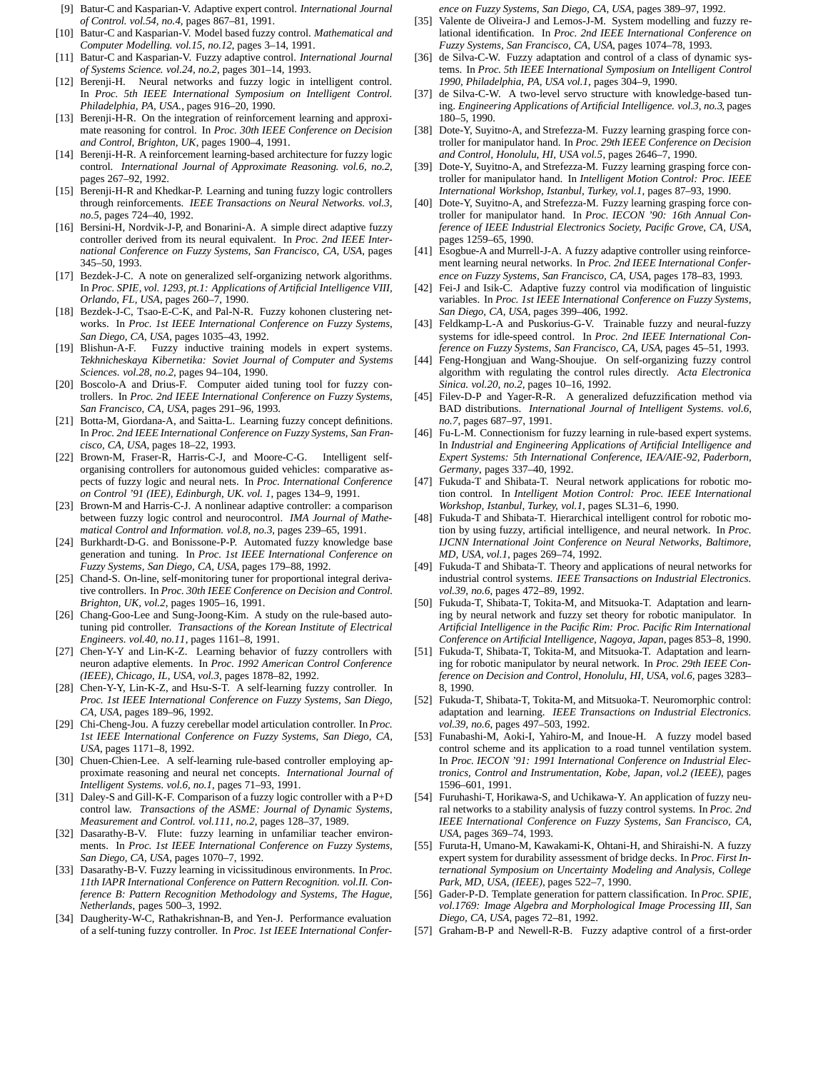[9] Batur-C and Kasparian-V. Adaptive expert control. *International Journal of Control. vol.54, no.4*, pages 867–81, 1991.

[10] Batur-C and Kasparian-V. Model based fuzzy control. *Mathematical and Computer Modelling. vol.15, no.12*, pages 3–14, 1991.

[11] Batur-C and Kasparian-V. Fuzzy adaptive control. *International Journal of Systems Science. vol.24, no.2*, pages 301–14, 1993.

[12] Berenji-H. Neural networks and fuzzy logic in intelligent control. In *Proc. 5th IEEE International Symposium on Intelligent Control. Philadelphia, PA, USA.*, pages 916–20, 1990.

[13] Berenji-H-R. On the integration of reinforcement learning and approximate reasoning for control. In *Proc. 30th IEEE Conference on Decision and Control, Brighton, UK*, pages 1900–4, 1991.

[14] Berenji-H-R. A reinforcement learning-based architecture for fuzzy logic control. *International Journal of Approximate Reasoning. vol.6, no.2*, pages 267–92, 1992.

[15] Berenji-H-R and Khedkar-P. Learning and tuning fuzzy logic controllers through reinforcements. *IEEE Transactions on Neural Networks. vol.3, no.5*, pages 724–40, 1992.

[16] Bersini-H, Nordvik-J-P, and Bonarini-A. A simple direct adaptive fuzzy controller derived from its neural equivalent. In *Proc. 2nd IEEE International Conference on Fuzzy Systems, San Francisco, CA, USA*, pages 345–50, 1993.

[17] Bezdek-J-C. A note on generalized self-organizing network algorithms. In *Proc. SPIE, vol. 1293, pt.1: Applications of Artificial Intelligence VIII, Orlando, FL, USA*, pages 260–7, 1990.

[18] Bezdek-J-C, Tsao-E-C-K, and Pal-N-R. Fuzzy kohonen clustering networks. In *Proc. 1st IEEE International Conference on Fuzzy Systems, San Diego, CA, USA*, pages 1035–43, 1992.

[19] Blishun-A-F. Fuzzy inductive training models in expert systems. *Tekhnicheskaya Kibernetika: Soviet Journal of Computer and Systems Sciences. vol.28, no.2*, pages 94–104, 1990.

[20] Boscolo-A and Drius-F. Computer aided tuning tool for fuzzy controllers. In *Proc. 2nd IEEE International Conference on Fuzzy Systems, San Francisco, CA, USA*, pages 291–96, 1993.

[21] Botta-M, Giordana-A, and Saitta-L. Learning fuzzy concept definitions. In *Proc. 2nd IEEE International Conference on Fuzzy Systems, San Francisco, CA, USA*, pages 18–22, 1993.

[22] Brown-M, Fraser-R, Harris-C-J, and Moore-C-G. Intelligent self-organising controllers for autonomous guided vehicles: comparative aspects of fuzzy logic and neural nets. In *Proc. International Conference on Control '91 (IEE), Edinburgh, UK. vol. 1*, pages 134–9, 1991.

[23] Brown-M and Harris-C-J. A nonlinear adaptive controller: a comparison between fuzzy logic control and neurocontrol. *IMA Journal of Mathematical Control and Information. vol.8, no.3*, pages 239–65, 1991.

[24] Burkhardt-D-G. and Bonissone-P-P. Automated fuzzy knowledge base generation and tuning. In *Proc. 1st IEEE International Conference on Fuzzy Systems, San Diego, CA, USA*, pages 179–88, 1992.

[25] Chand-S. On-line, self-monitoring tuner for proportional integral derivative controllers. In *Proc. 30th IEEE Conference on Decision and Control. Brighton, UK, vol.2*, pages 1905–16, 1991.

[26] Chang-Goo-Lee and Sung-Joong-Kim. A study on the rule-based autotuning pid controller. *Transactions of the Korean Institute of Electrical Engineers. vol.40, no.11*, pages 1161–8, 1991.

[27] Chen-Y-Y and Lin-K-Z. Learning behavior of fuzzy controllers with neuron adaptive elements. In *Proc. 1992 American Control Conference (IEEE), Chicago, IL, USA, vol.3*, pages 1878–82, 1992.

[28] Chen-Y-Y, Lin-K-Z, and Hsu-S-T. A self-learning fuzzy controller. In *Proc. 1st IEEE International Conference on Fuzzy Systems, San Diego, CA, USA*, pages 189–96, 1992.

[29] Chi-Cheng-Jou. A fuzzy cerebellar model articulation controller. In *Proc. 1st IEEE International Conference on Fuzzy Systems, San Diego, CA, USA*, pages 1171–8, 1992.

[30] Chuen-Chien-Lee. A self-learning rule-based controller employing approximate reasoning and neural net concepts. *International Journal of Intelligent Systems. vol.6, no.1*, pages 71–93, 1991.

[31] Daley-S and Gill-K-F. Comparison of a fuzzy logic controller with a P+D control law. *Transactions of the ASME: Journal of Dynamic Systems, Measurement and Control. vol.111, no.2*, pages 128–37, 1989.

[32] Dasarathy-B-V. Flute: fuzzy learning in unfamiliar teacher environments. In *Proc. 1st IEEE International Conference on Fuzzy Systems, San Diego, CA, USA*, pages 1070–7, 1992.

[33] Dasarathy-B-V. Fuzzy learning in vicissitudinous environments. In *Proc. 11th IAPR International Conference on Pattern Recognition. vol.II. Conference B: Pattern Recognition Methodology and Systems, The Hague, Netherlands*, pages 500–3, 1992.

[34] Daugherity-W-C, Rathakrishnan-B, and Yen-J. Performance evaluation of a self-tuning fuzzy controller. In *Proc. 1st IEEE International Conference on Fuzzy Systems, San Diego, CA, USA*, pages 389–97, 1992.

[35] Valente de Oliveira-J and Lemos-J-M. System modelling and fuzzy relational identification. In *Proc. 2nd IEEE International Conference on Fuzzy Systems, San Francisco, CA, USA*, pages 1074–78, 1993.

[36] de Silva-C-W. Fuzzy adaptation and control of a class of dynamic systems. In *Proc. 5th IEEE International Symposium on Intelligent Control 1990, Philadelphia, PA, USA vol.1*, pages 304–9, 1990.

[37] de Silva-C-W. A two-level servo structure with knowledge-based tuning. *Engineering Applications of Artificial Intelligence. vol.3, no.3*, pages 180–5, 1990.

[38] Dote-Y, Suyitno-A, and Strefezza-M. Fuzzy learning grasping force controller for manipulator hand. In *Proc. 29th IEEE Conference on Decision and Control, Honolulu, HI, USA vol.5*, pages 2646–7, 1990.

[39] Dote-Y, Suyitno-A, and Strefezza-M. Fuzzy learning grasping force controller for manipulator hand. In *Intelligent Motion Control: Proc. IEEE International Workshop, Istanbul, Turkey, vol.1*, pages 87–93, 1990.

[40] Dote-Y, Suyitno-A, and Strefezza-M. Fuzzy learning grasping force controller for manipulator hand. In *Proc. IECON '90: 16th Annual Conference of IEEE Industrial Electronics Society, Pacific Grove, CA, USA*, pages 1259–65, 1990.

[41] Esogbue-A and Murrell-J-A. A fuzzy adaptive controller using reinforcement learning neural networks. In *Proc. 2nd IEEE International Conference on Fuzzy Systems, San Francisco, CA, USA*, pages 178–83, 1993.

[42] Fei-J and Isik-C. Adaptive fuzzy control via modification of linguistic variables. In *Proc. 1st IEEE International Conference on Fuzzy Systems, San Diego, CA, USA*, pages 399–406, 1992.

[43] Feldkamp-L-A and Puskorius-G-V. Trainable fuzzy and neural-fuzzy systems for idle-speed control. In *Proc. 2nd IEEE International Conference on Fuzzy Systems, San Francisco, CA, USA*, pages 45–51, 1993.

[44] Feng-Hongjuan and Wang-Shoujue. On self-organizing fuzzy control algorithm with regulating the control rules directly. *Acta Electronica Sinica. vol.20, no.2*, pages 10–16, 1992.

[45] Filev-D-P and Yager-R-R. A generalized defuzzification method via BAD distributions. *International Journal of Intelligent Systems. vol.6, no.7*, pages 687–97, 1991.

[46] Fu-L-M. Connectionism for fuzzy learning in rule-based expert systems. In *Industrial and Engineering Applications of Artificial Intelligence and Expert Systems: 5th International Conference, IEA/AIE-92, Paderborn, Germany*, pages 337–40, 1992.

[47] Fukuda-T and Shibata-T. Neural network applications for robotic motion control. In *Intelligent Motion Control: Proc. IEEE International Workshop, Istanbul, Turkey, vol.1*, pages SL31–6, 1990.

[48] Fukuda-T and Shibata-T. Hierarchical intelligent control for robotic motion by using fuzzy, artificial intelligence, and neural network. In *Proc. IJCNN International Joint Conference on Neural Networks, Baltimore, MD, USA, vol.1*, pages 269–74, 1992.

[49] Fukuda-T and Shibata-T. Theory and applications of neural networks for industrial control systems. *IEEE Transactions on Industrial Electronics. vol.39, no.6*, pages 472–89, 1992.

[50] Fukuda-T, Shibata-T, Tokita-M, and Mitsuoka-T. Adaptation and learning by neural network and fuzzy set theory for robotic manipulator. In *Artificial Intelligence in the Pacific Rim: Proc. Pacific Rim International Conference on Artificial Intelligence, Nagoya, Japan*, pages 853–8, 1990.

[51] Fukuda-T, Shibata-T, Tokita-M, and Mitsuoka-T. Adaptation and learning for robotic manipulator by neural network. In *Proc. 29th IEEE Conference on Decision and Control, Honolulu, HI, USA, vol.6*, pages 3283–8, 1990.

[52] Fukuda-T, Shibata-T, Tokita-M, and Mitsuoka-T. Neuromorphic control: adaptation and learning. *IEEE Transactions on Industrial Electronics. vol.39, no.6*, pages 497–503, 1992.

[53] Funabashi-M, Aoki-I, Yahiro-M, and Inoue-H. A fuzzy model based control scheme and its application to a road tunnel ventilation system. In *Proc. IECON '91: 1991 International Conference on Industrial Electronics, Control and Instrumentation, Kobe, Japan, vol.2 (IEEE)*, pages 1596–601, 1991.

[54] Furuhashi-T, Horikawa-S, and Uchikawa-Y. An application of fuzzy neural networks to a stability analysis of fuzzy control systems. In *Proc. 2nd IEEE International Conference on Fuzzy Systems, San Francisco, CA, USA*, pages 369–74, 1993.

[55] Furuta-H, Umano-M, Kawakami-K, Ohtani-H, and Shiraishi-N. A fuzzy expert system for durability assessment of bridge decks. In *Proc. First International Symposium on Uncertainty Modeling and Analysis, College Park, MD, USA, (IEEE)*, pages 522–7, 1990.

[56] Gader-P-D. Template generation for pattern classification. In *Proc. SPIE, vol.1769: Image Algebra and Morphological Image Processing III, San Diego, CA, USA*, pages 72–81, 1992.

[57] Graham-B-P and Newell-R-B. Fuzzy adaptive control of a first-order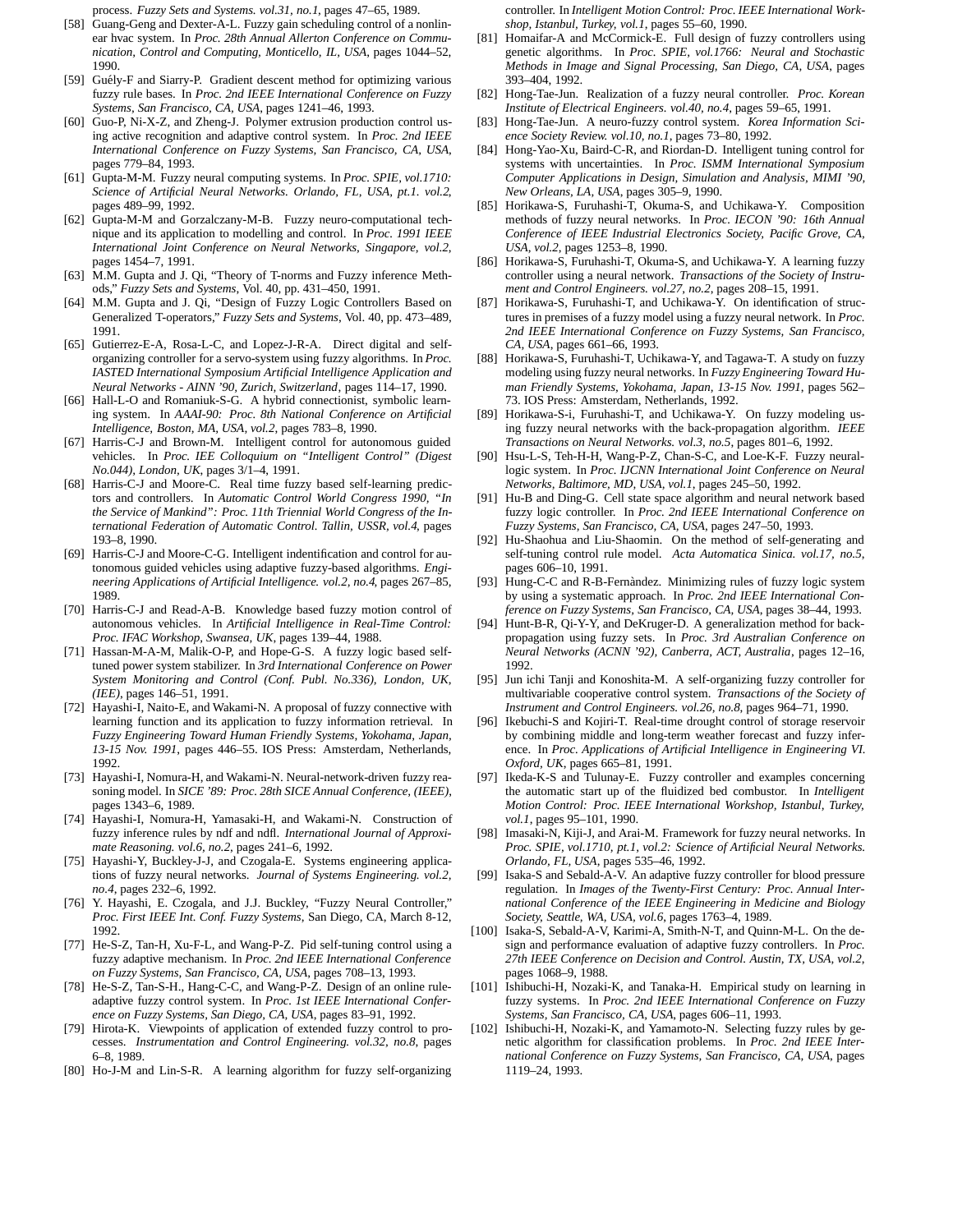process. *Fuzzy Sets and Systems. vol.31, no.1*, pages 47–65, 1989.

[58] Guang-Geng and Dexter-A-L. Fuzzy gain scheduling control of a nonlinear hvac system. In *Proc. 28th Annual Allerton Conference on Communication, Control and Computing, Monticello, IL, USA*, pages 1044–52, 1990.

[59] Guély-F and Siarry-P. Gradient descent method for optimizing various fuzzy rule bases. In *Proc. 2nd IEEE International Conference on Fuzzy Systems, San Francisco, CA, USA*, pages 1241–46, 1993.

[60] Guo-P, Ni-X-Z, and Zheng-J. Polymer extrusion production control using active recognition and adaptive control system. In *Proc. 2nd IEEE International Conference on Fuzzy Systems, San Francisco, CA, USA*, pages 779–84, 1993.

[61] Gupta-M-M. Fuzzy neural computing systems. In *Proc. SPIE, vol.1710: Science of Artificial Neural Networks. Orlando, FL, USA, pt.1. vol.2*, pages 489–99, 1992.

[62] Gupta-M-M and Gorzalczany-M-B. Fuzzy neuro-computational technique and its application to modelling and control. In *Proc. 1991 IEEE International Joint Conference on Neural Networks, Singapore, vol.2*, pages 1454–7, 1991.

[63] M.M. Gupta and J. Qi, "Theory of T-norms and Fuzzy inference Methods," *Fuzzy Sets and Systems*, Vol. 40, pp. 431–450, 1991.

[64] M.M. Gupta and J. Qi, "Design of Fuzzy Logic Controllers Based on Generalized T-operators," *Fuzzy Sets and Systems*, Vol. 40, pp. 473–489, 1991.

[65] Gutierrez-E-A, Rosa-L-C, and Lopez-J-R-A. Direct digital and self-organizing controller for a servo-system using fuzzy algorithms. In *Proc. IASTED International Symposium Artificial Intelligence Application and Neural Networks - AINN '90, Zurich, Switzerland*, pages 114–17, 1990.

[66] Hall-L-O and Romaniuk-S-G. A hybrid connectionist, symbolic learning system. In *AAAI-90: Proc. 8th National Conference on Artificial Intelligence, Boston, MA, USA, vol.2*, pages 783–8, 1990.

[67] Harris-C-J and Brown-M. Intelligent control for autonomous guided vehicles. In *Proc. IEE Colloquium on "Intelligent Control" (Digest No.044), London, UK*, pages 3/1–4, 1991.

[68] Harris-C-J and Moore-C. Real time fuzzy based self-learning predictors and controllers. In *Automatic Control World Congress 1990, "In the Service of Mankind": Proc. 11th Triennial World Congress of the International Federation of Automatic Control. Tallin, USSR, vol.4*, pages 193–8, 1990.

[69] Harris-C-J and Moore-C-G. Intelligent indentification and control for autonomous guided vehicles using adaptive fuzzy-based algorithms. *Engineering Applications of Artificial Intelligence. vol.2, no.4*, pages 267–85, 1989.

[70] Harris-C-J and Read-A-B. Knowledge based fuzzy motion control of autonomous vehicles. In *Artificial Intelligence in Real-Time Control: Proc. IFAC Workshop, Swansea, UK*, pages 139–44, 1988.

[71] Hassan-M-A-M, Malik-O-P, and Hope-G-S. A fuzzy logic based self-tuned power system stabilizer. In *3rd International Conference on Power System Monitoring and Control (Conf. Publ. No.336), London, UK, (IEE)*, pages 146–51, 1991.

[72] Hayashi-I, Naito-E, and Wakami-N. A proposal of fuzzy connective with learning function and its application to fuzzy information retrieval. In *Fuzzy Engineering Toward Human Friendly Systems, Yokohama, Japan, 13-15 Nov. 1991*, pages 446–55. IOS Press: Amsterdam, Netherlands, 1992.

[73] Hayashi-I, Nomura-H, and Wakami-N. Neural-network-driven fuzzy reasoning model. In *SICE '89: Proc. 28th SICE Annual Conference, (IEEE)*, pages 1343–6, 1989.

[74] Hayashi-I, Nomura-H, Yamasaki-H, and Wakami-N. Construction of fuzzy inference rules by ndf and ndfl. *International Journal of Approximate Reasoning. vol.6, no.2*, pages 241–6, 1992.

[75] Hayashi-Y, Buckley-J-J, and Czogala-E. Systems engineering applications of fuzzy neural networks. *Journal of Systems Engineering. vol.2, no.4*, pages 232–6, 1992.

[76] Y. Hayashi, E. Czogala, and J.J. Buckley, "Fuzzy Neural Controller," *Proc. First IEEE Int. Conf. Fuzzy Systems*, San Diego, CA, March 8-12, 1992.

[77] He-S-Z, Tan-H, Xu-F-L, and Wang-P-Z. Pid self-tuning control using a fuzzy adaptive mechanism. In *Proc. 2nd IEEE International Conference on Fuzzy Systems, San Francisco, CA, USA*, pages 708–13, 1993.

[78] He-S-Z, Tan-S-H., Hang-C-C, and Wang-P-Z. Design of an online rule-adaptive fuzzy control system. In *Proc. 1st IEEE International Conference on Fuzzy Systems, San Diego, CA, USA*, pages 83–91, 1992.

[79] Hirota-K. Viewpoints of application of extended fuzzy control to processes. *Instrumentation and Control Engineering. vol.32, no.8*, pages 6–8, 1989.

[80] Ho-J-M and Lin-S-R. A learning algorithm for fuzzy self-organizing controller. In *Intelligent Motion Control: Proc. IEEE International Workshop, Istanbul, Turkey, vol.1*, pages 55–60, 1990.

[81] Homaifar-A and McCormick-E. Full design of fuzzy controllers using genetic algorithms. In *Proc. SPIE, vol.1766: Neural and Stochastic Methods in Image and Signal Processing, San Diego, CA, USA*, pages 393–404, 1992.

[82] Hong-Tae-Jun. Realization of a fuzzy neural controller. *Proc. Korean Institute of Electrical Engineers. vol.40, no.4*, pages 59–65, 1991.

[83] Hong-Tae-Jun. A neuro-fuzzy control system. *Korea Information Science Society Review. vol.10, no.1*, pages 73–80, 1992.

[84] Hong-Yao-Xu, Baird-C-R, and Riordan-D. Intelligent tuning control for systems with uncertainties. In *Proc. ISMM International Symposium Computer Applications in Design, Simulation and Analysis, MIMI '90, New Orleans, LA, USA*, pages 305–9, 1990.

[85] Horikawa-S, Furuhashi-T, Okuma-S, and Uchikawa-Y. Composition methods of fuzzy neural networks. In *Proc. IECON '90: 16th Annual Conference of IEEE Industrial Electronics Society, Pacific Grove, CA, USA, vol.2*, pages 1253–8, 1990.

[86] Horikawa-S, Furuhashi-T, Okuma-S, and Uchikawa-Y. A learning fuzzy controller using a neural network. *Transactions of the Society of Instrument and Control Engineers. vol.27, no.2*, pages 208–15, 1991.

[87] Horikawa-S, Furuhashi-T, and Uchikawa-Y. On identification of structures in premises of a fuzzy model using a fuzzy neural network. In *Proc. 2nd IEEE International Conference on Fuzzy Systems, San Francisco, CA, USA*, pages 661–66, 1993.

[88] Horikawa-S, Furuhashi-T, Uchikawa-Y, and Tagawa-T. A study on fuzzy modeling using fuzzy neural networks. In *Fuzzy Engineering Toward Human Friendly Systems, Yokohama, Japan, 13-15 Nov. 1991*, pages 562–73. IOS Press: Amsterdam, Netherlands, 1992.

[89] Horikawa-S-i, Furuhashi-T, and Uchikawa-Y. On fuzzy modeling using fuzzy neural networks with the back-propagation algorithm. *IEEE Transactions on Neural Networks. vol.3, no.5*, pages 801–6, 1992.

[90] Hsu-L-S, Teh-H-H, Wang-P-Z, Chan-S-C, and Loe-K-F. Fuzzy neural-logic system. In *Proc. IJCNN International Joint Conference on Neural Networks, Baltimore, MD, USA, vol.1*, pages 245–50, 1992.

[91] Hu-B and Ding-G. Cell state space algorithm and neural network based fuzzy logic controller. In *Proc. 2nd IEEE International Conference on Fuzzy Systems, San Francisco, CA, USA*, pages 247–50, 1993.

[92] Hu-Shaohua and Liu-Shaomin. On the method of self-generating and self-tuning control rule model. *Acta Automatica Sinica. vol.17, no.5*, pages 606–10, 1991.

[93] Hung-C-C and R-B-Fernàndez. Minimizing rules of fuzzy logic system by using a systematic approach. In *Proc. 2nd IEEE International Conference on Fuzzy Systems, San Francisco, CA, USA*, pages 38–44, 1993.

[94] Hunt-B-R, Qi-Y-Y, and DeKruger-D. A generalization method for backpropagation using fuzzy sets. In *Proc. 3rd Australian Conference on Neural Networks (ACNN '92), Canberra, ACT, Australia*, pages 12–16, 1992.

[95] Jun ichi Tanji and Konoshita-M. A self-organizing fuzzy controller for multivariable cooperative control system. *Transactions of the Society of Instrument and Control Engineers. vol.26, no.8*, pages 964–71, 1990.

[96] Ikebuchi-S and Kojiri-T. Real-time drought control of storage reservoir by combining middle and long-term weather forecast and fuzzy inference. In *Proc. Applications of Artificial Intelligence in Engineering VI. Oxford, UK*, pages 665–81, 1991.

[97] Ikeda-K-S and Tulunay-E. Fuzzy controller and examples concerning the automatic start up of the fluidized bed combustor. In *Intelligent Motion Control: Proc. IEEE International Workshop, Istanbul, Turkey, vol.1*, pages 95–101, 1990.

[98] Imasaki-N, Kiji-J, and Arai-M. Framework for fuzzy neural networks. In *Proc. SPIE, vol.1710, pt.1, vol.2: Science of Artificial Neural Networks. Orlando, FL, USA*, pages 535–46, 1992.

[99] Isaka-S and Sebald-A-V. An adaptive fuzzy controller for blood pressure regulation. In *Images of the Twenty-First Century: Proc. Annual International Conference of the IEEE Engineering in Medicine and Biology Society, Seattle, WA, USA, vol.6*, pages 1763–4, 1989.

[100] Isaka-S, Sebald-A-V, Karimi-A, Smith-N-T, and Quinn-M-L. On the design and performance evaluation of adaptive fuzzy controllers. In *Proc. 27th IEEE Conference on Decision and Control. Austin, TX, USA, vol.2*, pages 1068–9, 1988.

[101] Ishibuchi-H, Nozaki-K, and Tanaka-H. Empirical study on learning in fuzzy systems. In *Proc. 2nd IEEE International Conference on Fuzzy Systems, San Francisco, CA, USA*, pages 606–11, 1993.

[102] Ishibuchi-H, Nozaki-K, and Yamamoto-N. Selecting fuzzy rules by genetic algorithm for classification problems. In *Proc. 2nd IEEE International Conference on Fuzzy Systems, San Francisco, CA, USA*, pages 1119–24, 1993.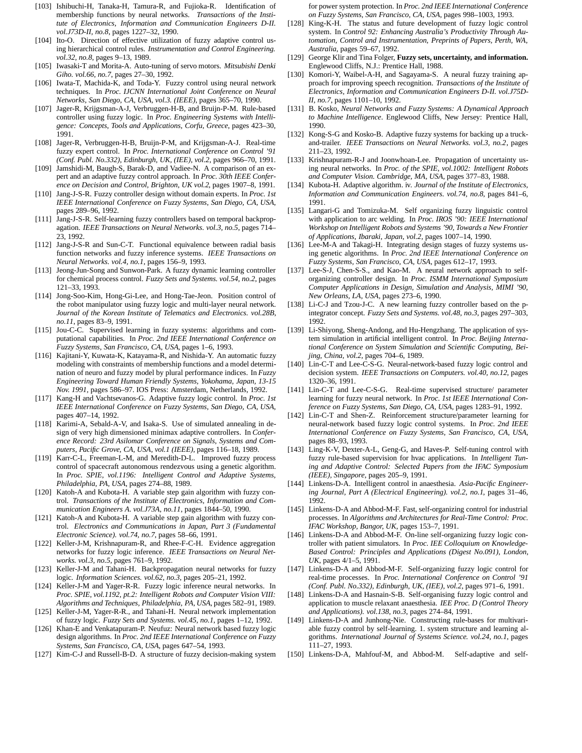[103] Ishibuchi-H, Tanaka-H, Tamura-R, and Fujioka-R. Identification of membership functions by neural networks. *Transactions of the Institute of Electronics, Information and Communication Engineers D-II. vol.J73D-II, no.8*, pages 1227–32, 1990.

[104] Ito-O. Direction of effective utilization of fuzzy adaptive control using hierarchical control rules. *Instrumentation and Control Engineering. vol.32, no.8*, pages 9–13, 1989.

[105] Iwasaki-T and Morita-A. Auto-tuning of servo motors. *Mitsubishi Denki Giho. vol.66, no.7*, pages 27–30, 1992.

[106] Iwata-T, Machida-K, and Toda-Y. Fuzzy control using neural network techniques. In *Proc. IJCNN International Joint Conference on Neural Networks, San Diego, CA, USA, vol.3. (IEEE)*, pages 365–70, 1990.

[107] Jager-R, Krijgsman-A-J, Verbruggen-H-B, and Bruijn-P-M. Rule-based controller using fuzzy logic. In *Proc. Engineering Systems with Intelligence: Concepts, Tools and Applications, Corfu, Greece*, pages 423–30, 1991.

[108] Jager-R, Verbruggen-H-B, Bruijn-P-M, and Krijgsman-A-J. Real-time fuzzy expert control. In *Proc. International Conference on Control '91 (Conf. Publ. No.332), Edinburgh, UK, (IEE), vol.2*, pages 966–70, 1991.

[109] Jamshidi-M, Baugh-S, Barak-D, and Vadiee-N. A comparison of an expert and an adaptive fuzzy control approach. In *Proc. 30th IEEE Conference on Decision and Control, Brighton, UK vol.2*, pages 1907–8, 1991.

[110] Jang-J-S-R. Fuzzy controller design without domain experts. In *Proc. 1st IEEE International Conference on Fuzzy Systems, San Diego, CA, USA*, pages 289–96, 1992.

[111] Jang-J-S-R. Self-learning fuzzy controllers based on temporal backpropagation. *IEEE Transactions on Neural Networks. vol.3, no.5*, pages 714–23, 1992.

[112] Jang-J-S-R and Sun-C-T. Functional equivalence between radial basis function networks and fuzzy inference systems. *IEEE Transactions on Neural Networks. vol.4, no.1*, pages 156–9, 1993.

[113] Jeong-Jun-Song and Sunwon-Park. A fuzzy dynamic learning controller for chemical process control. *Fuzzy Sets and Systems. vol.54, no.2*, pages 121–33, 1993.

[114] Jong-Soo-Kim, Hong-Gi-Lee, and Hong-Tae-Jeon. Position control of the robot manipulator using fuzzy logic and multi-layer neural network. *Journal of the Korean Institute of Telematics and Electronics. vol.28B, no.11*, pages 83–9, 1991.

[115] Jou-C-C. Supervised learning in fuzzy systems: algorithms and computational capabilities. In *Proc. 2nd IEEE International Conference on Fuzzy Systems, San Francisco, CA, USA*, pages 1–6, 1993.

[116] Kajitani-Y, Kuwata-K, Katayama-R, and Nishida-Y. An automatic fuzzy modeling with constraints of membership functions and a model determination of neuro and fuzzy model by plural performance indices. In *Fuzzy Engineering Toward Human Friendly Systems, Yokohama, Japan, 13-15 Nov. 1991*, pages 586–97. IOS Press: Amsterdam, Netherlands, 1992.

[117] Kang-H and Vachtsevanos-G. Adaptive fuzzy logic control. In *Proc. 1st IEEE International Conference on Fuzzy Systems, San Diego, CA, USA*, pages 407–14, 1992.

[118] Karimi-A, Sebald-A-V, and Isaka-S. Use of simulated annealing in design of very high dimensioned minimax adaptive controllers. In *Conference Record: 23rd Asilomar Conference on Signals, Systems and Computers, Pacific Grove, CA, USA, vol.1 (IEEE)*, pages 116–18, 1989.

[119] Karr-C-L, Freeman-L-M, and Meredith-D-L. Improved fuzzy process control of spacecraft autonomous rendezvous using a genetic algorithm. In *Proc. SPIE, vol.1196: Intelligent Control and Adaptive Systems, Philadelphia, PA, USA*, pages 274–88, 1989.

[120] Katoh-A and Kubota-H. A variable step gain algorithm with fuzzy control. *Transactions of the Institute of Electronics, Information and Communication Engineers A. vol.J73A, no.11*, pages 1844–50, 1990.

[121] Katoh-A and Kubota-H. A variable step gain algorithm with fuzzy control. *Electronics and Communications in Japan, Part 3 (Fundamental Electronic Science). vol.74, no.7*, pages 58–66, 1991.

[122] Keller-J-M, Krishnapuram-R, and Rhee-F-C-H. Evidence aggregation networks for fuzzy logic inference. *IEEE Transactions on Neural Networks. vol.3, no.5*, pages 761–9, 1992.

[123] Keller-J-M and Tahani-H. Backpropagation neural networks for fuzzy logic. *Information Sciences. vol.62, no.3*, pages 205–21, 1992.

[124] Keller-J-M and Yager-R-R. Fuzzy logic inference neural networks. In *Proc. SPIE, vol.1192, pt.2: Intelligent Robots and Computer Vision VIII: Algorithms and Techniques, Philadelphia, PA, USA*, pages 582–91, 1989.

[125] Keller-J-M, Yager-R-R., and Tahani-H. Neural network implementation of fuzzy logic. *Fuzzy Sets and Systems. vol.45, no.1*, pages 1–12, 1992.

[126] Khan-E and Venkatapuram-P. Neufuz: Neural network based fuzzy logic design algorithms. In *Proc. 2nd IEEE International Conference on Fuzzy Systems, San Francisco, CA, USA*, pages 647–54, 1993.

[127] Kim-C-J and Russell-B-D. A structure of fuzzy decision-making system for power system protection. In *Proc. 2nd IEEE International Conference on Fuzzy Systems, San Francisco, CA, USA*, pages 998–1003, 1993.

[128] King-K-H. The status and future development of fuzzy logic control system. In *Control 92: Enhancing Australia's Productivity Through Automation, Control and Instrumentation, Preprints of Papers, Perth, WA, Australia*, pages 59–67, 1992.

[129] George Klir and Tina Folger, **Fuzzy sets, uncertainty, and information.** Englewood Cliffs, N.J.: Prentice Hall, 1988.

[130] Komori-Y, Waibel-A-H, and Sagayama-S. A neural fuzzy training approach for improving speech recognition. *Transactions of the Institute of Electronics, Information and Communication Engineers D-II. vol.J75D-II, no.7*, pages 1101–10, 1992.

[131] B. Kosko, *Neural Networks and Fuzzy Systems: A Dynamical Approach to Machine Intelligence*. Englewood Cliffs, New Jersey: Prentice Hall, 1990.

[132] Kong-S-G and Kosko-B. Adaptive fuzzy systems for backing up a truck-and-trailer. *IEEE Transactions on Neural Networks. vol.3, no.2*, pages 211–23, 1992.

[133] Krishnapuram-R-J and Joonwhoan-Lee. Propagation of uncertainty using neural networks. In *Proc. of the SPIE, vol.1002: Intelligent Robots and Computer Vision. Cambridge, MA, USA*, pages 377–83, 1988.

[134] Kubota-H. Adaptive algorithm. iv. *Journal of the Institute of Electronics, Information and Communication Engineers. vol.74, no.8*, pages 841–6, 1991.

[135] Langari-G and Tomizuka-M. Self organizing fuzzy linguistic control with application to arc welding. In *Proc. IROS '90: IEEE International Workshop on Intelligent Robots and Systems '90, Towards a New Frontier of Applications, Ibaraki, Japan, vol.2*, pages 1007–14, 1990.

[136] Lee-M-A and Takagi-H. Integrating design stages of fuzzy systems using genetic algorithms. In *Proc. 2nd IEEE International Conference on Fuzzy Systems, San Francisco, CA, USA*, pages 612–17, 1993.

[137] Lee-S-J, Chen-S-S., and Kao-M. A neural network approach to self-organizing controller design. In *Proc. ISMM International Symposium Computer Applications in Design, Simulation and Analysis, MIMI '90, New Orleans, LA, USA*, pages 273–6, 1990.

[138] Li-C-J and Tzou-J-C. A new learning fuzzy controller based on the p-integrator concept. *Fuzzy Sets and Systems. vol.48, no.3*, pages 297–303, 1992.

[139] Li-Shiyong, Sheng-Andong, and Hu-Hengzhang. The application of system simulation in artificial intelligent control. In *Proc. Beijing International Conference on System Simulation and Scientific Computing, Beijing, China, vol.2*, pages 704–6, 1989.

[140] Lin-C-T and Lee-C-S-G. Neural-network-based fuzzy logic control and decision system. *IEEE Transactions on Computers. vol.40, no.12*, pages 1320–36, 1991.

[141] Lin-C-T and Lee-C-S-G. Real-time supervised structure/ parameter learning for fuzzy neural network. In *Proc. 1st IEEE International Conference on Fuzzy Systems, San Diego, CA, USA*, pages 1283–91, 1992.

[142] Lin-C-T and Shen-Z. Reinforcement structure/parameter learning for neural-network based fuzzy logic control systems. In *Proc. 2nd IEEE International Conference on Fuzzy Systems, San Francisco, CA, USA*, pages 88–93, 1993.

[143] Ling-K-V, Dexter-A-L, Geng-G, and Haves-P. Self-tuning control with fuzzy rule-based supervision for hvac applications. In *Intelligent Tuning and Adaptive Control: Selected Papers from the IFAC Symposium (IEEE), Singapore*, pages 205–9, 1991.

[144] Linkens-D-A. Intelligent control in anaesthesia. *Asia-Pacific Engineering Journal, Part A (Electrical Engineering). vol.2, no.1*, pages 31–46, 1992.

[145] Linkens-D-A and Abbod-M-F. Fast, self-organizing control for industrial processes. In *Algorithms and Architectures for Real-Time Control: Proc. IFAC Workshop, Bangor, UK*, pages 153–7, 1991.

[146] Linkens-D-A and Abbod-M-F. On-line self-organizing fuzzy logic controller with patient simulators. In *Proc. IEE Colloquium on Knowledge-Based Control: Principles and Applications (Digest No.091), London, UK*, pages 4/1–5, 1991.

[147] Linkens-D-A and Abbod-M-F. Self-organizing fuzzy logic control for real-time processes. In *Proc. International Conference on Control '91 (Conf. Publ. No.332), Edinburgh, UK, (IEE), vol.2*, pages 971–6, 1991.

[148] Linkens-D-A and Hasnain-S-B. Self-organising fuzzy logic control and application to muscle relaxant anaesthesia. *IEE Proc. D (Control Theory and Applications). vol.138, no.3*, pages 274–84, 1991.

[149] Linkens-D-A and Junhong-Nie. Constructing rule-bases for multivariable fuzzy control by self-learning. 1. system structure and learning algorithms. *International Journal of Systems Science. vol.24, no.1*, pages 111–27, 1993.

[150] Linkens-D-A, Mahfouf-M, and Abbod-M. Self-adaptive and self-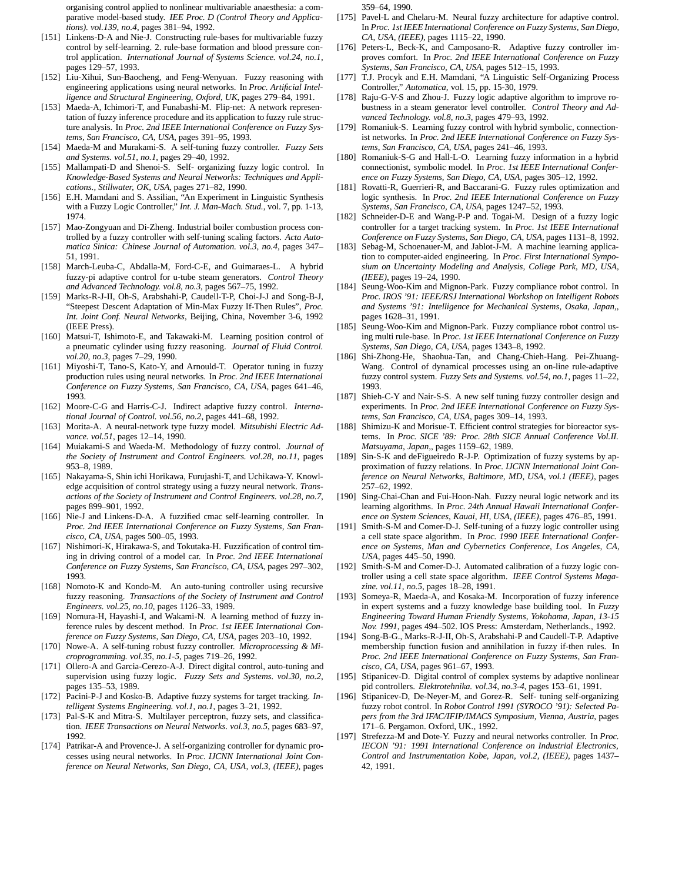organising control applied to nonlinear multivariable anaesthesia: a comparative model-based study. *IEE Proc. D (Control Theory and Applications). vol.139, no.4*, pages 381–94, 1992.

[151] Linkens-D-A and Nie-J. Constructing rule-bases for multivariable fuzzy control by self-learning. 2. rule-base formation and blood pressure control application. *International Journal of Systems Science. vol.24, no.1*, pages 129–57, 1993.

[152] Liu-Xihui, Sun-Baocheng, and Feng-Wenyuan. Fuzzy reasoning with engineering applications using neural networks. In *Proc. Artificial Intelligence and Structural Engineering, Oxford, UK*, pages 279–84, 1991.

[153] Maeda-A, Ichimori-T, and Funabashi-M. Flip-net: A network representation of fuzzy inference procedure and its application to fuzzy rule structure analysis. In *Proc. 2nd IEEE International Conference on Fuzzy Systems, San Francisco, CA, USA*, pages 391–95, 1993.

[154] Maeda-M and Murakami-S. A self-tuning fuzzy controller. *Fuzzy Sets and Systems. vol.51, no.1*, pages 29–40, 1992.

[155] Mallampati-D and Shenoi-S. Self- organizing fuzzy logic control. In *Knowledge-Based Systems and Neural Networks: Techniques and Applications., Stillwater, OK, USA*, pages 271–82, 1990.

[156] E.H. Mamdani and S. Assilian, "An Experiment in Linguistic Synthesis with a Fuzzy Logic Controller," *Int. J. Man-Mach. Stud.*, vol. 7, pp. 1-13, 1974.

[157] Mao-Zongyuan and Di-Zheng. Industrial boiler combustion process controlled by a fuzzy controller with self-tuning scaling factors. *Acta Automatica Sinica: Chinese Journal of Automation. vol.3, no.4*, pages 347–51, 1991.

[158] March-Leuba-C, Abdalla-M, Ford-C-E, and Guimaraes-L. A hybrid fuzzy-pi adaptive control for u-tube steam generators. *Control Theory and Advanced Technology. vol.8, no.3*, pages 567–75, 1992.

[159] Marks-R-J-II, Oh-S, Arabshahi-P, Caudell-T-P, Choi-J-J and Song-B-J, "Steepest Descent Adaptation of Min-Max Fuzzy If-Then Rules", *Proc. Int. Joint Conf. Neural Networks*, Beijing, China, November 3-6, 1992 (IEEE Press).

[160] Matsui-T, Ishimoto-E, and Takawaki-M. Learning position control of a pneumatic cylinder using fuzzy reasoning. *Journal of Fluid Control. vol.20, no.3*, pages 7–29, 1990.

[161] Miyoshi-T, Tano-S, Kato-Y, and Arnould-T. Operator tuning in fuzzy production rules using neural networks. In *Proc. 2nd IEEE International Conference on Fuzzy Systems, San Francisco, CA, USA*, pages 641–46, 1993.

[162] Moore-C-G and Harris-C-J. Indirect adaptive fuzzy control. *International Journal of Control. vol.56, no.2*, pages 441–68, 1992.

[163] Morita-A. A neural-network type fuzzy model. *Mitsubishi Electric Advance. vol.51*, pages 12–14, 1990.

[164] Muiakami-S and Waeda-M. Methodology of fuzzy control. *Journal of the Society of Instrument and Control Engineers. vol.28, no.11*, pages 953–8, 1989.

[165] Nakayama-S, Shin ichi Horikawa, Furujashi-T, and Uchikawa-Y. Knowledge acquisition of control strategy using a fuzzy neural network. *Transactions of the Society of Instrument and Control Engineers. vol.28, no.7*, pages 899–901, 1992.

[166] Nie-J and Linkens-D-A. A fuzzified cmac self-learning controller. In *Proc. 2nd IEEE International Conference on Fuzzy Systems, San Francisco, CA, USA*, pages 500–05, 1993.

[167] Nishimori-K, Hirakawa-S, and Tokutaka-H. Fuzzification of control timing in driving control of a model car. In *Proc. 2nd IEEE International Conference on Fuzzy Systems, San Francisco, CA, USA*, pages 297–302, 1993.

[168] Nomoto-K and Kondo-M. An auto-tuning controller using recursive fuzzy reasoning. *Transactions of the Society of Instrument and Control Engineers. vol.25, no.10*, pages 1126–33, 1989.

[169] Nomura-H, Hayashi-I, and Wakami-N. A learning method of fuzzy inference rules by descent method. In *Proc. 1st IEEE International Conference on Fuzzy Systems, San Diego, CA, USA*, pages 203–10, 1992.

[170] Nowe-A. A self-tuning robust fuzzy controller. *Microprocessing & Microprogramming. vol.35, no.1-5*, pages 719–26, 1992.

[171] Ollero-A and Garcia-Cerezo-A-J. Direct digital control, auto-tuning and supervision using fuzzy logic. *Fuzzy Sets and Systems. vol.30, no.2*, pages 135–53, 1989.

[172] Pacini-P-J and Kosko-B. Adaptive fuzzy systems for target tracking. *Intelligent Systems Engineering. vol.1, no.1*, pages 3–21, 1992.

[173] Pal-S-K and Mitra-S. Multilayer perceptron, fuzzy sets, and classification. *IEEE Transactions on Neural Networks. vol.3, no.5*, pages 683–97, 1992.

[174] Patrikar-A and Provence-J. A self-organizing controller for dynamic processes using neural networks. In *Proc. IJCNN International Joint Conference on Neural Networks, San Diego, CA, USA, vol.3, (IEEE)*, pages 359–64, 1990.

[175] Pavel-L and Chelaru-M. Neural fuzzy architecture for adaptive control. In *Proc. 1st IEEE International Conference on Fuzzy Systems, San Diego, CA, USA, (IEEE)*, pages 1115–22, 1990.

[176] Peters-L, Beck-K, and Camposano-R. Adaptive fuzzy controller improves comfort. In *Proc. 2nd IEEE International Conference on Fuzzy Systems, San Francisco, CA, USA*, pages 512–15, 1993.

[177] T.J. Procyk and E.H. Mamdani, "A Linguistic Self-Organizing Process Controller," *Automatica*, vol. 15, pp. 15-30, 1979.

[178] Raju-G-V-S and Zhou-J. Fuzzy logic adaptive algorithm to improve robustness in a steam generator level controller. *Control Theory and Advanced Technology. vol.8, no.3*, pages 479–93, 1992.

[179] Romaniuk-S. Learning fuzzy control with hybrid symbolic, connectionist networks. In *Proc. 2nd IEEE International Conference on Fuzzy Systems, San Francisco, CA, USA*, pages 241–46, 1993.

[180] Romaniuk-S-G and Hall-L-O. Learning fuzzy information in a hybrid connectionist, symbolic model. In *Proc. 1st IEEE International Conference on Fuzzy Systems, San Diego, CA, USA*, pages 305–12, 1992.

[181] Rovatti-R, Guerrieri-R, and Baccarani-G. Fuzzy rules optimization and logic synthesis. In *Proc. 2nd IEEE International Conference on Fuzzy Systems, San Francisco, CA, USA*, pages 1247–52, 1993.

[182] Schneider-D-E and Wang-P-P and. Togai-M. Design of a fuzzy logic controller for a target tracking system. In *Proc. 1st IEEE International Conference on Fuzzy Systems, San Diego, CA, USA*, pages 1131–8, 1992.

[183] Sebag-M, Schoenauer-M, and Jablot-J-M. A machine learning application to computer-aided engineering. In *Proc. First International Symposium on Uncertainty Modeling and Analysis, College Park, MD, USA, (IEEE)*, pages 19–24, 1990.

[184] Seung-Woo-Kim and Mignon-Park. Fuzzy compliance robot control. In *Proc. IROS '91: IEEE/RSJ International Workshop on Intelligent Robots and Systems '91: Intelligence for Mechanical Systems, Osaka, Japan,*, pages 1628–31, 1991.

[185] Seung-Woo-Kim and Mignon-Park. Fuzzy compliance robot control using multi rule-base. In *Proc. 1st IEEE International Conference on Fuzzy Systems, San Diego, CA, USA*, pages 1343–8, 1992.

[186] Shi-Zhong-He, Shaohua-Tan, and Chang-Chieh-Hang. Pei-Zhuang-Wang. Control of dynamical processes using an on-line rule-adaptive fuzzy control system. *Fuzzy Sets and Systems. vol.54, no.1*, pages 11–22, 1993.

[187] Shieh-C-Y and Nair-S-S. A new self tuning fuzzy controller design and experiments. In *Proc. 2nd IEEE International Conference on Fuzzy Systems, San Francisco, CA, USA*, pages 309–14, 1993.

[188] Shimizu-K and Morisue-T. Efficient control strategies for bioreactor systems. In *Proc. SICE '89: Proc. 28th SICE Annual Conference Vol.II. Matsuyama, Japan,*, pages 1159–62, 1989.

[189] Sin-S-K and deFigueiredo R-J-P. Optimization of fuzzy systems by approximation of fuzzy relations. In *Proc. IJCNN International Joint Conference on Neural Networks, Baltimore, MD, USA, vol.1 (IEEE)*, pages 257–62, 1992.

[190] Sing-Chai-Chan and Fui-Hoon-Nah. Fuzzy neural logic network and its learning algorithms. In *Proc. 24th Annual Hawaii International Conference on System Sciences, Kauai, HI, USA, (IEEE)*, pages 476–85, 1991.

[191] Smith-S-M and Comer-D-J. Self-tuning of a fuzzy logic controller using a cell state space algorithm. In *Proc. 1990 IEEE International Conference on Systems, Man and Cybernetics Conference, Los Angeles, CA, USA*, pages 445–50, 1990.

[192] Smith-S-M and Comer-D-J. Automated calibration of a fuzzy logic controller using a cell state space algorithm. *IEEE Control Systems Magazine. vol.11, no.5*, pages 18–28, 1991.

[193] Someya-R, Maeda-A, and Kosaka-M. Incorporation of fuzzy inference in expert systems and a fuzzy knowledge base building tool. In *Fuzzy Engineering Toward Human Friendly Systems, Yokohama, Japan, 13-15 Nov. 1991*, pages 494–502. IOS Press: Amsterdam, Netherlands., 1992.

[194] Song-B-G., Marks-R-J-II, Oh-S, Arabshahi-P and Caudell-T-P. Adaptive membership function fusion and annihilation in fuzzy if-then rules. In *Proc. 2nd IEEE International Conference on Fuzzy Systems, San Francisco, CA, USA*, pages 961–67, 1993.

[195] Stipanicev-D. Digital control of complex systems by adaptive nonlinear pid controllers. *Elektrotehnika. vol.34, no.3-4*, pages 153–61, 1991.

[196] Stipanicev-D, De-Neyer-M, and Gorez-R. Self- tuning self-organizing fuzzy robot control. In *Robot Control 1991 (SYROCO '91): Selected Papers from the 3rd IFAC/IFIP/IMACS Symposium, Vienna, Austria*, pages 171–6. Pergamon. Oxford, UK., 1992.

[197] Strefezza-M and Dote-Y. Fuzzy and neural networks controller. In *Proc. IECON '91: 1991 International Conference on Industrial Electronics, Control and Instrumentation Kobe, Japan, vol.2, (IEEE)*, pages 1437–42, 1991.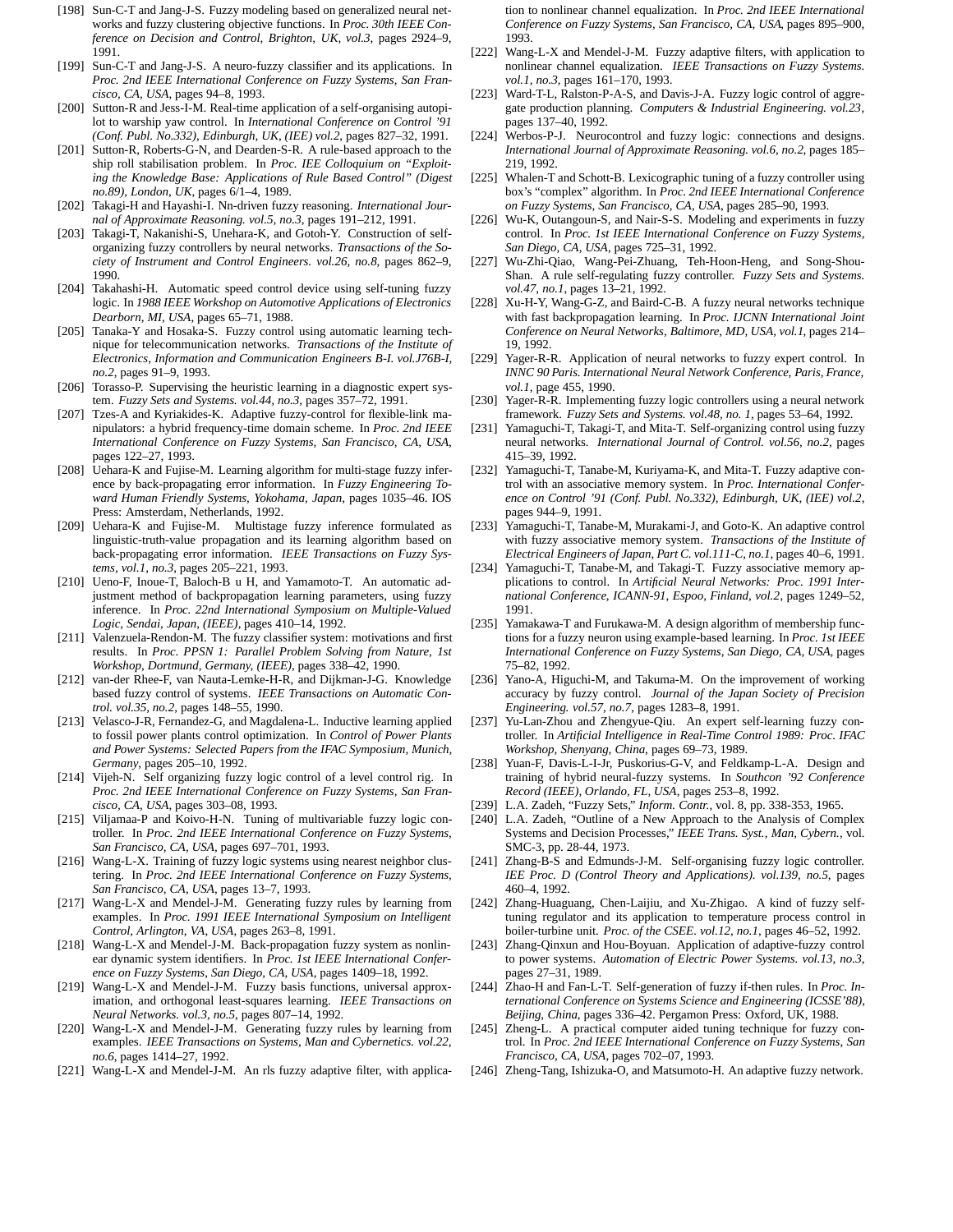[198] Sun-C-T and Jang-J-S. Fuzzy modeling based on generalized neural networks and fuzzy clustering objective functions. In *Proc. 30th IEEE Conference on Decision and Control, Brighton, UK, vol.3*, pages 2924–9, 1991.

[199] Sun-C-T and Jang-J-S. A neuro-fuzzy classifier and its applications. In *Proc. 2nd IEEE International Conference on Fuzzy Systems, San Francisco, CA, USA*, pages 94–8, 1993.

[200] Sutton-R and Jess-I-M. Real-time application of a self-organising autopilot to warship yaw control. In *International Conference on Control '91 (Conf. Publ. No.332), Edinburgh, UK, (IEE) vol.2*, pages 827–32, 1991.

[201] Sutton-R, Roberts-G-N, and Dearden-S-R. A rule-based approach to the ship roll stabilisation problem. In *Proc. IEE Colloquium on "Exploiting the Knowledge Base: Applications of Rule Based Control" (Digest no.89), London, UK*, pages 6/1–4, 1989.

[202] Takagi-H and Hayashi-I. Nn-driven fuzzy reasoning. *International Journal of Approximate Reasoning. vol.5, no.3*, pages 191–212, 1991.

[203] Takagi-T, Nakanishi-S, Unehara-K, and Gotoh-Y. Construction of self-organizing fuzzy controllers by neural networks. *Transactions of the Society of Instrument and Control Engineers. vol.26, no.8*, pages 862–9, 1990.

[204] Takahashi-H. Automatic speed control device using self-tuning fuzzy logic. In *1988 IEEE Workshop on Automotive Applications of Electronics Dearborn, MI, USA*, pages 65–71, 1988.

[205] Tanaka-Y and Hosaka-S. Fuzzy control using automatic learning technique for telecommunication networks. *Transactions of the Institute of Electronics, Information and Communication Engineers B-I. vol.J76B-I, no.2*, pages 91–9, 1993.

[206] Torasso-P. Supervising the heuristic learning in a diagnostic expert system. *Fuzzy Sets and Systems. vol.44, no.3*, pages 357–72, 1991.

[207] Tzes-A and Kyriakides-K. Adaptive fuzzy-control for flexible-link manipulators: a hybrid frequency-time domain scheme. In *Proc. 2nd IEEE International Conference on Fuzzy Systems, San Francisco, CA, USA*, pages 122–27, 1993.

[208] Uehara-K and Fujise-M. Learning algorithm for multi-stage fuzzy inference by back-propagating error information. In *Fuzzy Engineering Toward Human Friendly Systems, Yokohama, Japan*, pages 1035–46. IOS Press: Amsterdam, Netherlands, 1992.

[209] Uehara-K and Fujise-M. Multistage fuzzy inference formulated as linguistic-truth-value propagation and its learning algorithm based on back-propagating error information. *IEEE Transactions on Fuzzy Systems, vol.1, no.3*, pages 205–221, 1993.

[210] Ueno-F, Inoue-T, Baloch-B u H, and Yamamoto-T. An automatic adjustment method of backpropagation learning parameters, using fuzzy inference. In *Proc. 22nd International Symposium on Multiple-Valued Logic, Sendai, Japan, (IEEE)*, pages 410–14, 1992.

[211] Valenzuela-Rendon-M. The fuzzy classifier system: motivations and first results. In *Proc. PPSN 1: Parallel Problem Solving from Nature, 1st Workshop, Dortmund, Germany, (IEEE)*, pages 338–42, 1990.

[212] van-der Rhee-F, van Nauta-Lemke-H-R, and Dijkman-J-G. Knowledge based fuzzy control of systems. *IEEE Transactions on Automatic Control. vol.35, no.2*, pages 148–55, 1990.

[213] Velasco-J-R, Fernandez-G, and Magdalena-L. Inductive learning applied to fossil power plants control optimization. In *Control of Power Plants and Power Systems: Selected Papers from the IFAC Symposium, Munich, Germany*, pages 205–10, 1992.

[214] Vijeh-N. Self organizing fuzzy logic control of a level control rig. In *Proc. 2nd IEEE International Conference on Fuzzy Systems, San Francisco, CA, USA*, pages 303–08, 1993.

[215] Viljamaa-P and Koivo-H-N. Tuning of multivariable fuzzy logic controller. In *Proc. 2nd IEEE International Conference on Fuzzy Systems, San Francisco, CA, USA*, pages 697–701, 1993.

[216] Wang-L-X. Training of fuzzy logic systems using nearest neighbor clustering. In *Proc. 2nd IEEE International Conference on Fuzzy Systems, San Francisco, CA, USA*, pages 13–7, 1993.

[217] Wang-L-X and Mendel-J-M. Generating fuzzy rules by learning from examples. In *Proc. 1991 IEEE International Symposium on Intelligent Control, Arlington, VA, USA*, pages 263–8, 1991.

[218] Wang-L-X and Mendel-J-M. Back-propagation fuzzy system as nonlinear dynamic system identifiers. In *Proc. 1st IEEE International Conference on Fuzzy Systems, San Diego, CA, USA*, pages 1409–18, 1992.

[219] Wang-L-X and Mendel-J-M. Fuzzy basis functions, universal approximation, and orthogonal least-squares learning. *IEEE Transactions on Neural Networks. vol.3, no.5*, pages 807–14, 1992.

[220] Wang-L-X and Mendel-J-M. Generating fuzzy rules by learning from examples. *IEEE Transactions on Systems, Man and Cybernetics. vol.22, no.6*, pages 1414–27, 1992.

[221] Wang-L-X and Mendel-J-M. An rls fuzzy adaptive filter, with application to nonlinear channel equalization. In *Proc. 2nd IEEE International Conference on Fuzzy Systems, San Francisco, CA, USA*, pages 895–900, 1993.

[222] Wang-L-X and Mendel-J-M. Fuzzy adaptive filters, with application to nonlinear channel equalization. *IEEE Transactions on Fuzzy Systems. vol.1, no.3*, pages 161–170, 1993.

[223] Ward-T-L, Ralston-P-A-S, and Davis-J-A. Fuzzy logic control of aggregate production planning. *Computers & Industrial Engineering. vol.23*, pages 137–40, 1992.

[224] Werbos-P-J. Neurocontrol and fuzzy logic: connections and designs. *International Journal of Approximate Reasoning. vol.6, no.2*, pages 185–219, 1992.

[225] Whalen-T and Schott-B. Lexicographic tuning of a fuzzy controller using box's "complex" algorithm. In *Proc. 2nd IEEE International Conference on Fuzzy Systems, San Francisco, CA, USA*, pages 285–90, 1993.

[226] Wu-K, Outangoun-S, and Nair-S-S. Modeling and experiments in fuzzy control. In *Proc. 1st IEEE International Conference on Fuzzy Systems, San Diego, CA, USA*, pages 725–31, 1992.

[227] Wu-Zhi-Qiao, Wang-Pei-Zhuang, Teh-Hoon-Heng, and Song-Shou-Shan. A rule self-regulating fuzzy controller. *Fuzzy Sets and Systems. vol.47, no.1*, pages 13–21, 1992.

[228] Xu-H-Y, Wang-G-Z, and Baird-C-B. A fuzzy neural networks technique with fast backpropagation learning. In *Proc. IJCNN International Joint Conference on Neural Networks, Baltimore, MD, USA, vol.1*, pages 214–19, 1992.

[229] Yager-R-R. Application of neural networks to fuzzy expert control. In *INNC 90 Paris. International Neural Network Conference, Paris, France, vol.1*, page 455, 1990.

[230] Yager-R-R. Implementing fuzzy logic controllers using a neural network framework. *Fuzzy Sets and Systems. vol.48, no. 1*, pages 53–64, 1992.

[231] Yamaguchi-T, Takagi-T, and Mita-T. Self-organizing control using fuzzy neural networks. *International Journal of Control. vol.56, no.2*, pages 415–39, 1992.

[232] Yamaguchi-T, Tanabe-M, Kuriyama-K, and Mita-T. Fuzzy adaptive control with an associative memory system. In *Proc. International Conference on Control '91 (Conf. Publ. No.332), Edinburgh, UK, (IEE) vol.2*, pages 944–9, 1991.

[233] Yamaguchi-T, Tanabe-M, Murakami-J, and Goto-K. An adaptive control with fuzzy associative memory system. *Transactions of the Institute of Electrical Engineers of Japan, Part C. vol.111-C, no.1*, pages 40–6, 1991.

[234] Yamaguchi-T, Tanabe-M, and Takagi-T. Fuzzy associative memory applications to control. In *Artificial Neural Networks: Proc. 1991 International Conference, ICANN-91, Espoo, Finland, vol.2*, pages 1249–52, 1991.

[235] Yamakawa-T and Furukawa-M. A design algorithm of membership functions for a fuzzy neuron using example-based learning. In *Proc. 1st IEEE International Conference on Fuzzy Systems, San Diego, CA, USA*, pages 75–82, 1992.

[236] Yano-A, Higuchi-M, and Takuma-M. On the improvement of working accuracy by fuzzy control. *Journal of the Japan Society of Precision Engineering. vol.57, no.7*, pages 1283–8, 1991.

[237] Yu-Lan-Zhou and Zhengyue-Qiu. An expert self-learning fuzzy controller. In *Artificial Intelligence in Real-Time Control 1989: Proc. IFAC Workshop, Shenyang, China*, pages 69–73, 1989.

[238] Yuan-F, Davis-L-I-Jr, Puskorius-G-V, and Feldkamp-L-A. Design and training of hybrid neural-fuzzy systems. In *Southcon '92 Conference Record (IEEE), Orlando, FL, USA*, pages 253–8, 1992.

[239] L.A. Zadeh, "Fuzzy Sets," *Inform. Contr.*, vol. 8, pp. 338-353, 1965.

[240] L.A. Zadeh, "Outline of a New Approach to the Analysis of Complex Systems and Decision Processes," *IEEE Trans. Syst., Man, Cybern.*, vol. SMC-3, pp. 28-44, 1973.

[241] Zhang-B-S and Edmunds-J-M. Self-organising fuzzy logic controller. *IEE Proc. D (Control Theory and Applications). vol.139, no.5*, pages 460–4, 1992.

[242] Zhang-Huaguang, Chen-Laijiu, and Xu-Zhigao. A kind of fuzzy self-tuning regulator and its application to temperature process control in boiler-turbine unit. *Proc. of the CSEE. vol.12, no.1*, pages 46–52, 1992.

[243] Zhang-Qinxun and Hou-Boyuan. Application of adaptive-fuzzy control to power systems. *Automation of Electric Power Systems. vol.13, no.3*, pages 27–31, 1989.

[244] Zhao-H and Fan-L-T. Self-generation of fuzzy if-then rules. In *Proc. International Conference on Systems Science and Engineering (ICSSE'88), Beijing, China*, pages 336–42. Pergamon Press: Oxford, UK, 1988.

[245] Zheng-L. A practical computer aided tuning technique for fuzzy control. In *Proc. 2nd IEEE International Conference on Fuzzy Systems, San Francisco, CA, USA*, pages 702–07, 1993.

[246] Zheng-Tang, Ishizuka-O, and Matsumoto-H. An adaptive fuzzy network.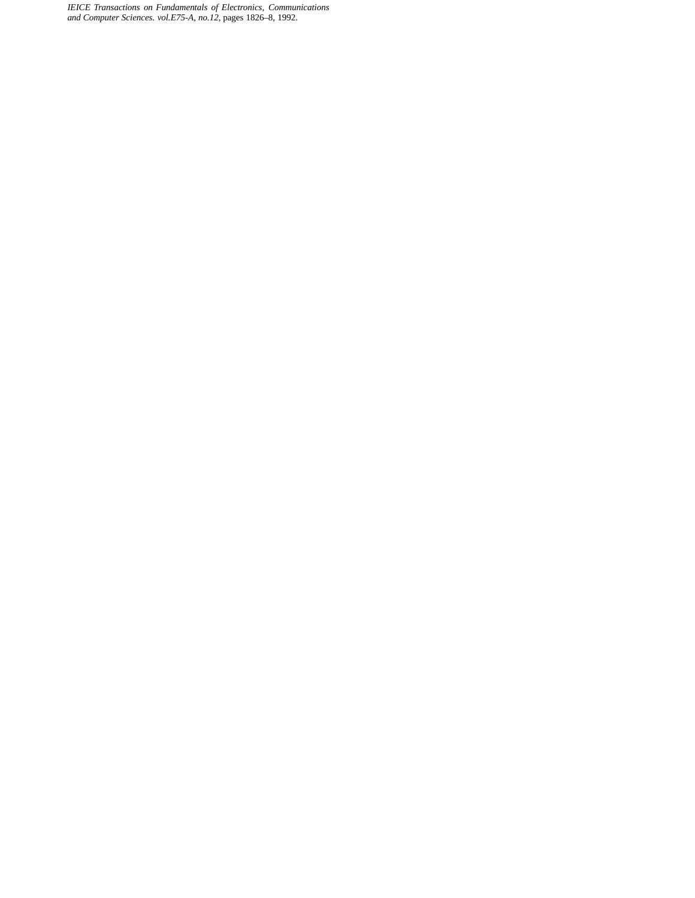*IEICE Transactions on Fundamentals of Electronics, Communications and Computer Sciences. vol.E75-A, no.12*, pages 1826–8, 1992.